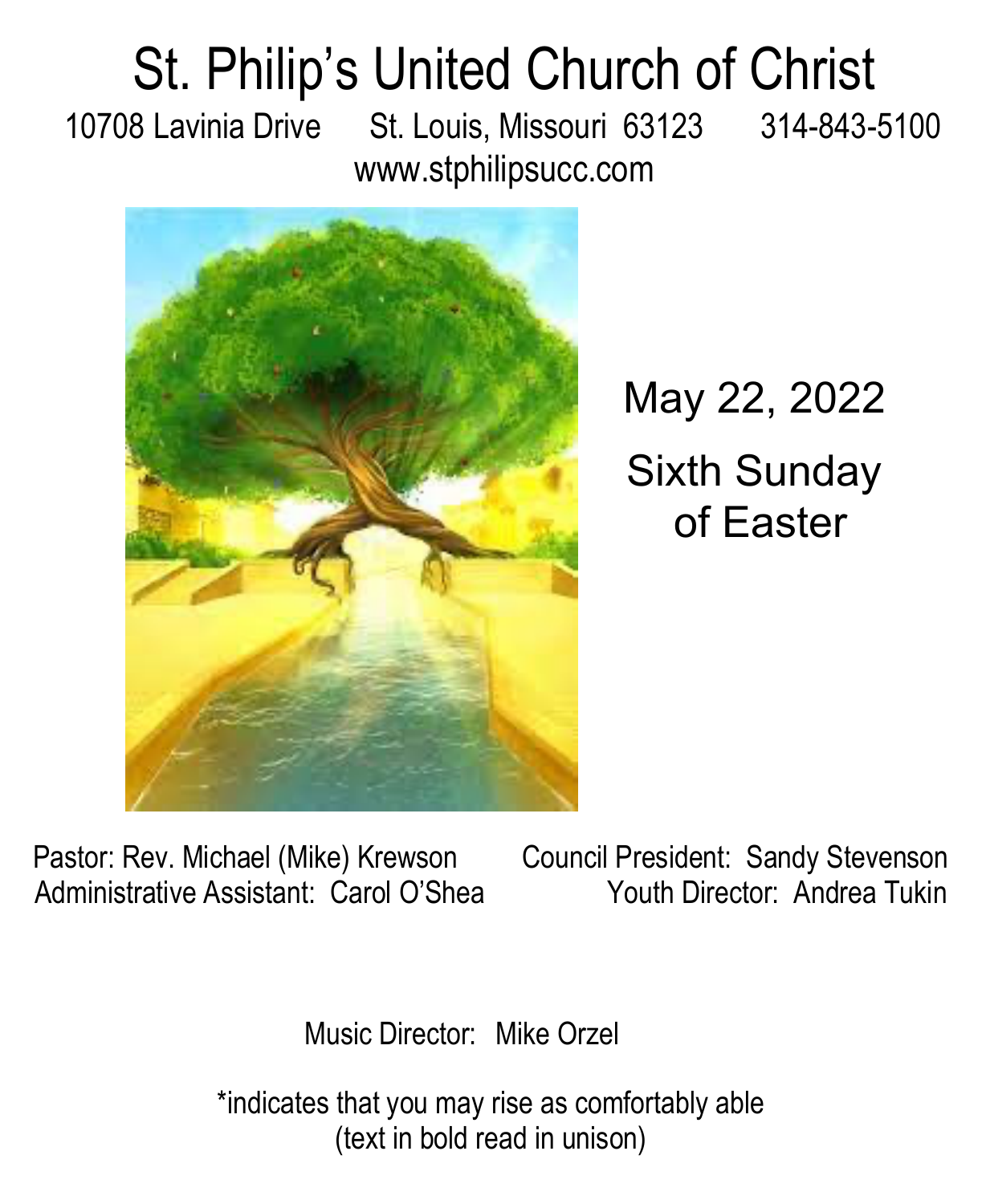# St. Philip's United Church of Christ

10708 Lavinia Drive St. Louis, Missouri 63123 314-843-5100

www.stphilipsucc.com

May 22, 2022

Sixth Sunday of Easter

Pastor: Rev. Michael (Mike) Krewson

Council President: Sandy Stevenson

Administrative Assistant: Carol O'Shea

Youth Director: Andrea Tukin

Music Director: Mike Orzel

*indicates that you may rise as comfortably able
(text in bold read in unison)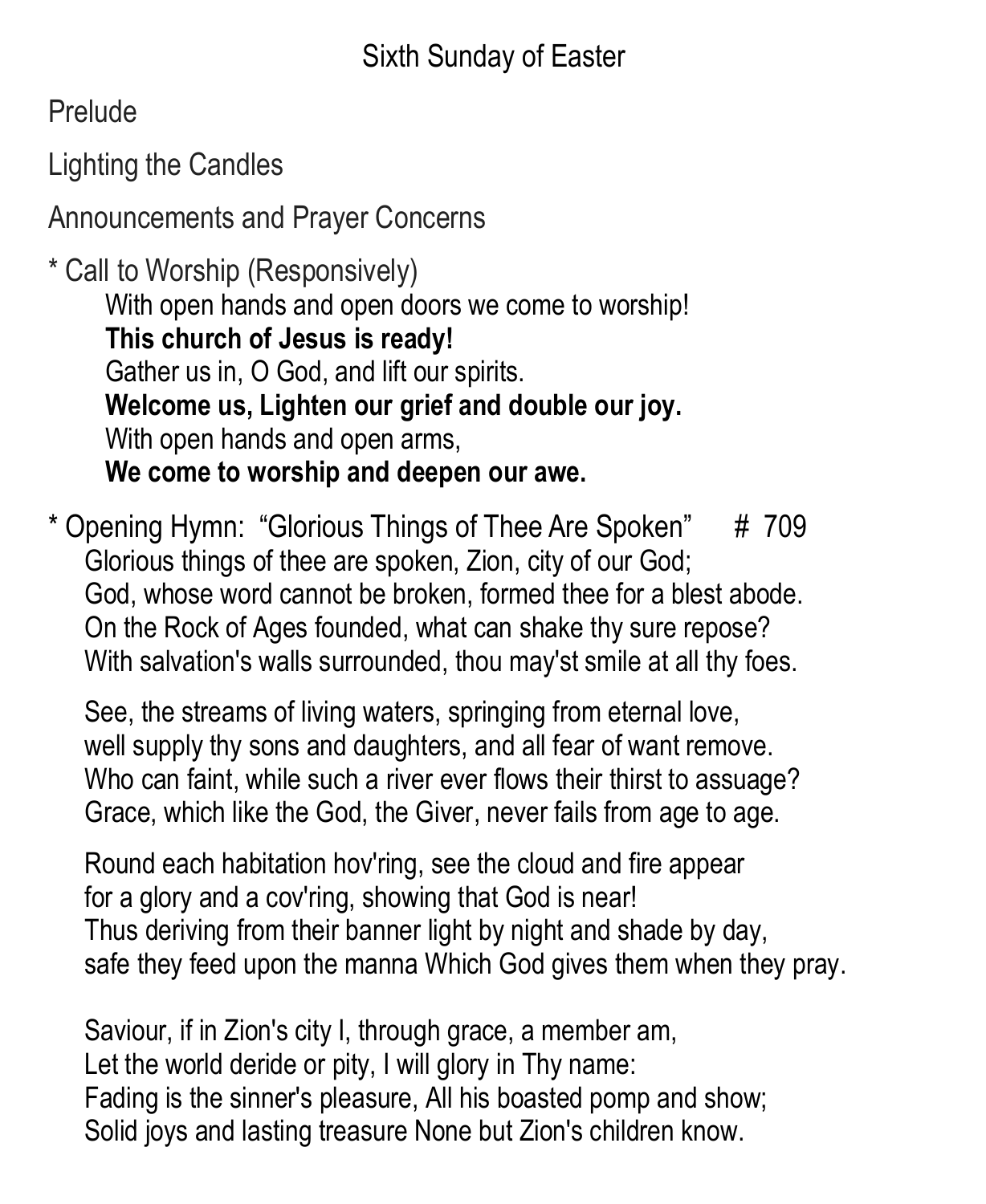# Sixth Sunday of Easter

Prelude

Lighting the Candles

Announcements and Prayer Concerns

\* Call to Worship (Responsively)

With open hands and open doors we come to worship!
**This church of Jesus is ready!**
Gather us in, O God, and lift our spirits.
**Welcome us, Lighten our grief and double our joy.**
With open hands and open arms,
**We come to worship and deepen our awe.**

\* Opening Hymn: "Glorious Things of Thee Are Spoken" # 709

Glorious things of thee are spoken, Zion, city of our God;
God, whose word cannot be broken, formed thee for a blest abode.
On the Rock of Ages founded, what can shake thy sure repose?
With salvation's walls surrounded, thou may'st smile at all thy foes.

See, the streams of living waters, springing from eternal love,
well supply thy sons and daughters, and all fear of want remove.
Who can faint, while such a river ever flows their thirst to assuage?
Grace, which like the God, the Giver, never fails from age to age.

Round each habitation hov'ring, see the cloud and fire appear
for a glory and a cov'ring, showing that God is near!
Thus deriving from their banner light by night and shade by day,
safe they feed upon the manna Which God gives them when they pray.

Saviour, if in Zion's city I, through grace, a member am,
Let the world deride or pity, I will glory in Thy name:
Fading is the sinner's pleasure, All his boasted pomp and show;
Solid joys and lasting treasure None but Zion's children know.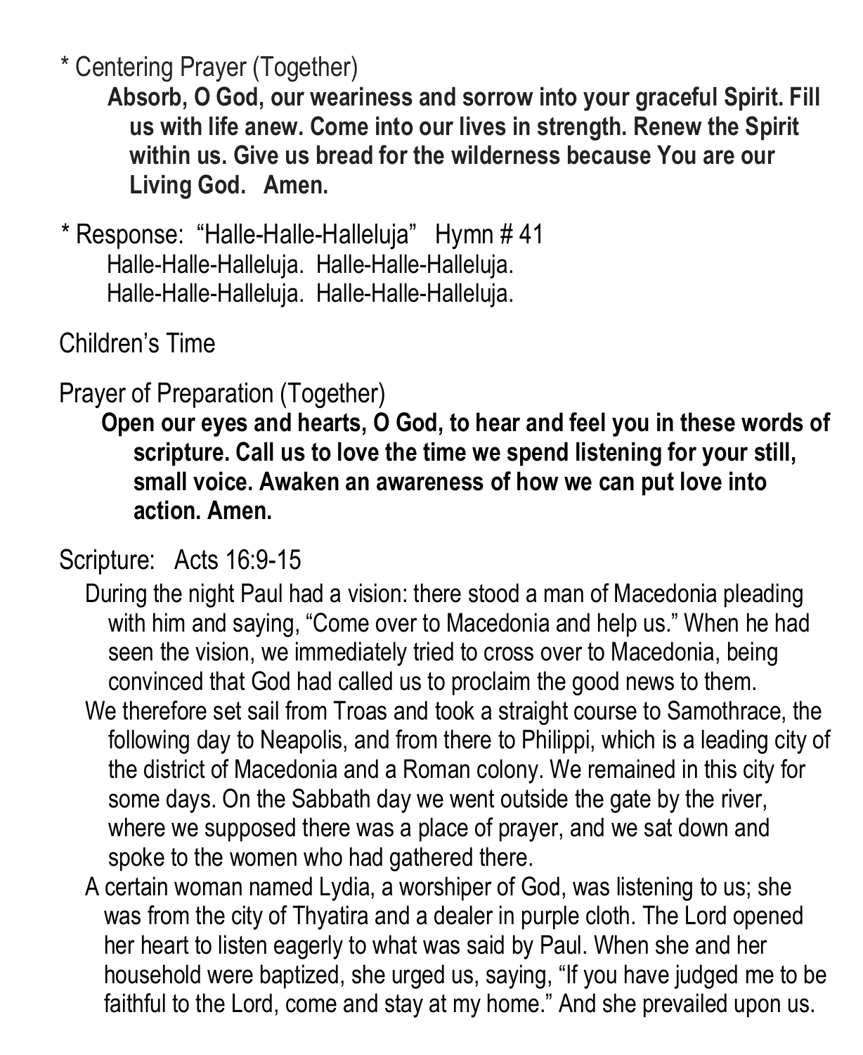\* Centering Prayer (Together)

**Absorb, O God, our weariness and sorrow into your graceful Spirit. Fill us with life anew. Come into our lives in strength. Renew the Spirit within us. Give us bread for the wilderness because You are our Living God. Amen.**

\* Response: "Halle-Halle-Halleluja" Hymn # 41

Halle-Halle-Halleluja. Halle-Halle-Halleluja.
Halle-Halle-Halleluja. Halle-Halle-Halleluja.

Children's Time

Prayer of Preparation (Together)

**Open our eyes and hearts, O God, to hear and feel you in these words of scripture. Call us to love the time we spend listening for your still, small voice. Awaken an awareness of how we can put love into action. Amen.**

Scripture: Acts 16:9-15

During the night Paul had a vision: there stood a man of Macedonia pleading with him and saying, "Come over to Macedonia and help us." When he had seen the vision, we immediately tried to cross over to Macedonia, being convinced that God had called us to proclaim the good news to them.

We therefore set sail from Troas and took a straight course to Samothrace, the following day to Neapolis, and from there to Philippi, which is a leading city of the district of Macedonia and a Roman colony. We remained in this city for some days. On the Sabbath day we went outside the gate by the river, where we supposed there was a place of prayer, and we sat down and spoke to the women who had gathered there.

A certain woman named Lydia, a worshiper of God, was listening to us; she was from the city of Thyatira and a dealer in purple cloth. The Lord opened her heart to listen eagerly to what was said by Paul. When she and her household were baptized, she urged us, saying, "If you have judged me to be faithful to the Lord, come and stay at my home." And she prevailed upon us.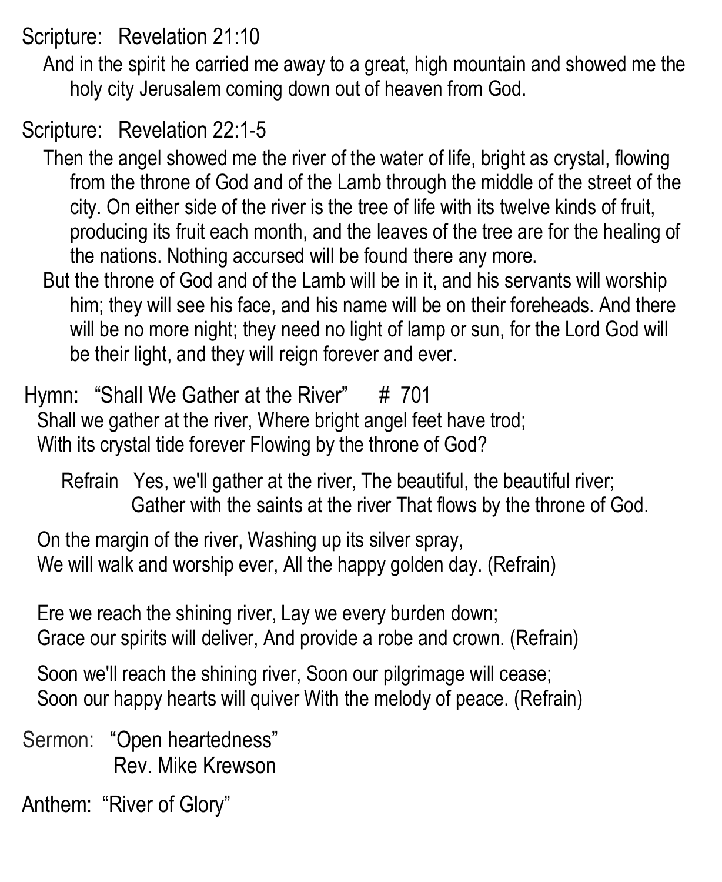Scripture: Revelation 21:10

And in the spirit he carried me away to a great, high mountain and showed me the holy city Jerusalem coming down out of heaven from God.

Scripture: Revelation 22:1-5

Then the angel showed me the river of the water of life, bright as crystal, flowing from the throne of God and of the Lamb through the middle of the street of the city. On either side of the river is the tree of life with its twelve kinds of fruit, producing its fruit each month, and the leaves of the tree are for the healing of the nations. Nothing accursed will be found there any more.

But the throne of God and of the Lamb will be in it, and his servants will worship him; they will see his face, and his name will be on their foreheads. And there will be no more night; they need no light of lamp or sun, for the Lord God will be their light, and they will reign forever and ever.

Hymn: "Shall We Gather at the River" # 701

Shall we gather at the river, Where bright angel feet have trod;
With its crystal tide forever Flowing by the throne of God?

Refrain Yes, we'll gather at the river, The beautiful, the beautiful river;
Gather with the saints at the river That flows by the throne of God.

On the margin of the river, Washing up its silver spray,
We will walk and worship ever, All the happy golden day. (Refrain)

Ere we reach the shining river, Lay we every burden down;
Grace our spirits will deliver, And provide a robe and crown. (Refrain)

Soon we'll reach the shining river, Soon our pilgrimage will cease;
Soon our happy hearts will quiver With the melody of peace. (Refrain)

Sermon: "Open heartedness"
Rev. Mike Krewson

Anthem: "River of Glory"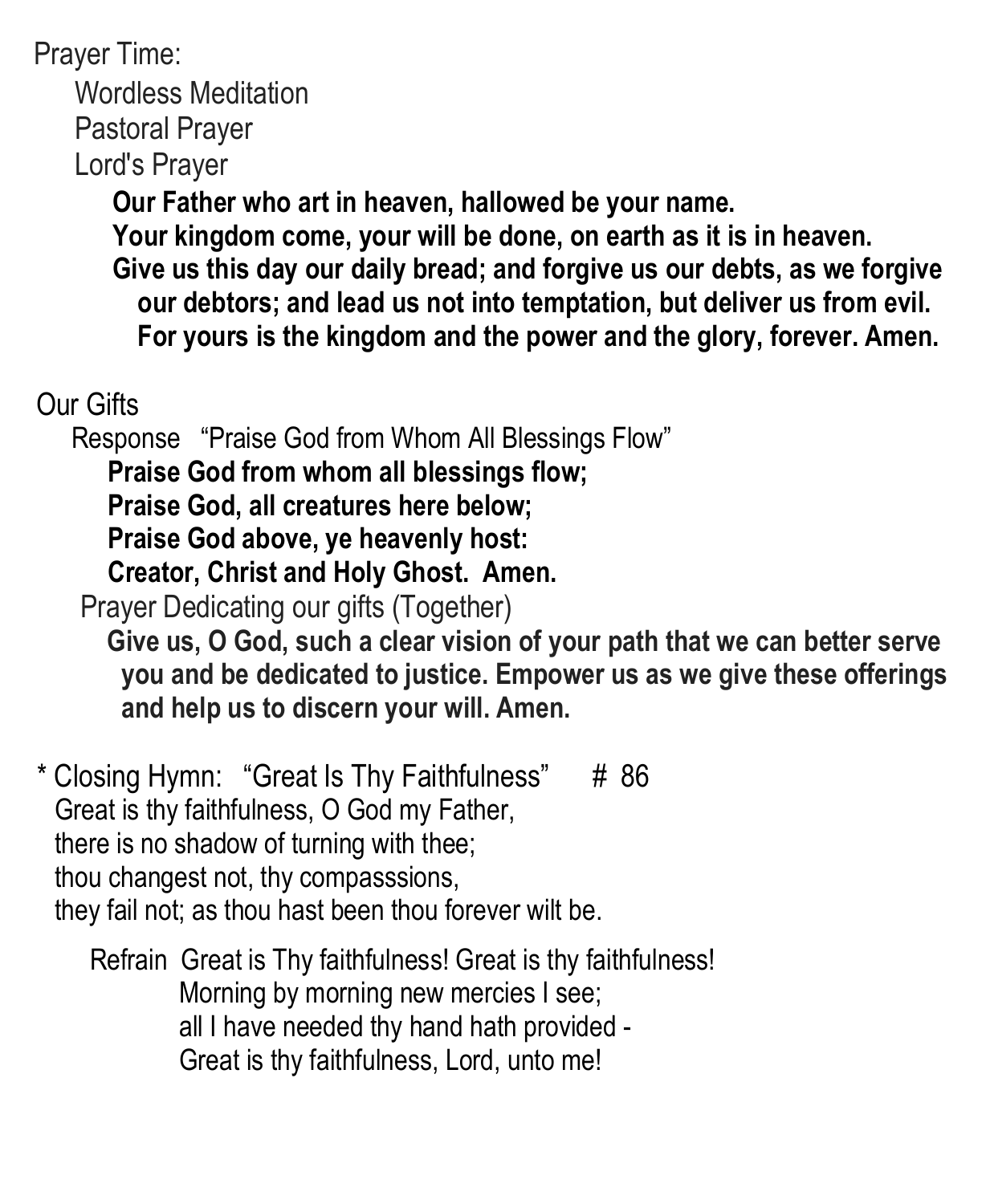Prayer Time:

Wordless Meditation

Pastoral Prayer

Lord's Prayer

**Our Father who art in heaven, hallowed be your name.**
**Your kingdom come, your will be done, on earth as it is in heaven.**
**Give us this day our daily bread; and forgive us our debts, as we forgive our debtors; and lead us not into temptation, but deliver us from evil. For yours is the kingdom and the power and the glory, forever. Amen.**

Our Gifts

Response "Praise God from Whom All Blessings Flow"

**Praise God from whom all blessings flow;**
**Praise God, all creatures here below;**
**Praise God above, ye heavenly host:**
**Creator, Christ and Holy Ghost. Amen.**

Prayer Dedicating our gifts (Together)

**Give us, O God, such a clear vision of your path that we can better serve you and be dedicated to justice. Empower us as we give these offerings and help us to discern your will. Amen.**

\* Closing Hymn: "Great Is Thy Faithfulness" # 86

Great is thy faithfulness, O God my Father,
there is no shadow of turning with thee;
thou changest not, thy compasssions,
they fail not; as thou hast been thou forever wilt be.

Refrain Great is Thy faithfulness! Great is thy faithfulness!
Morning by morning new mercies I see;
all I have needed thy hand hath provided -
Great is thy faithfulness, Lord, unto me!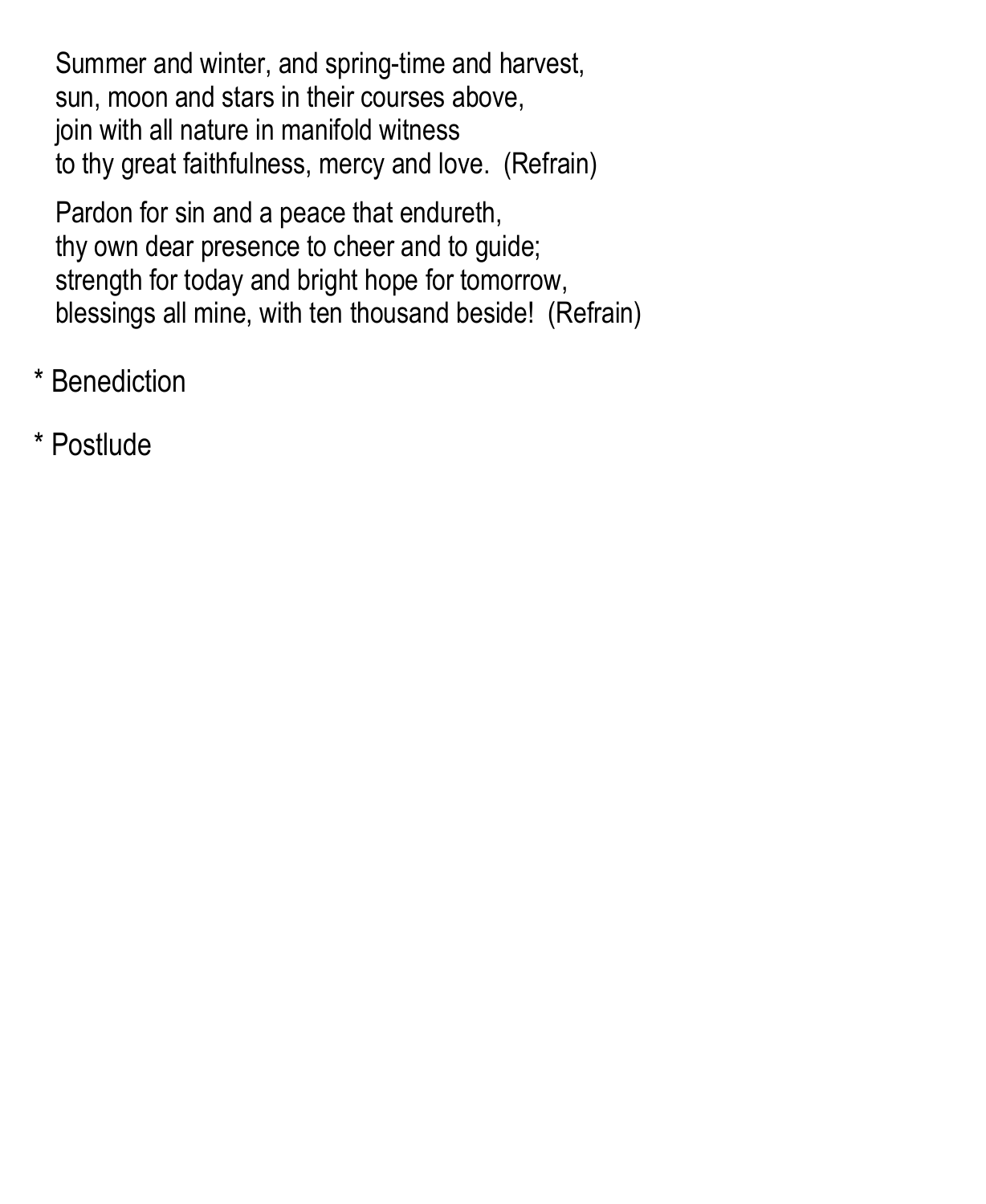Summer and winter, and spring-time and harvest,
sun, moon and stars in their courses above,
join with all nature in manifold witness
to thy great faithfulness, mercy and love.  (Refrain)

Pardon for sin and a peace that endureth,
thy own dear presence to cheer and to guide;
strength for today and bright hope for tomorrow,
blessings all mine, with ten thousand beside!  (Refrain)

\* Benediction

\* Postlude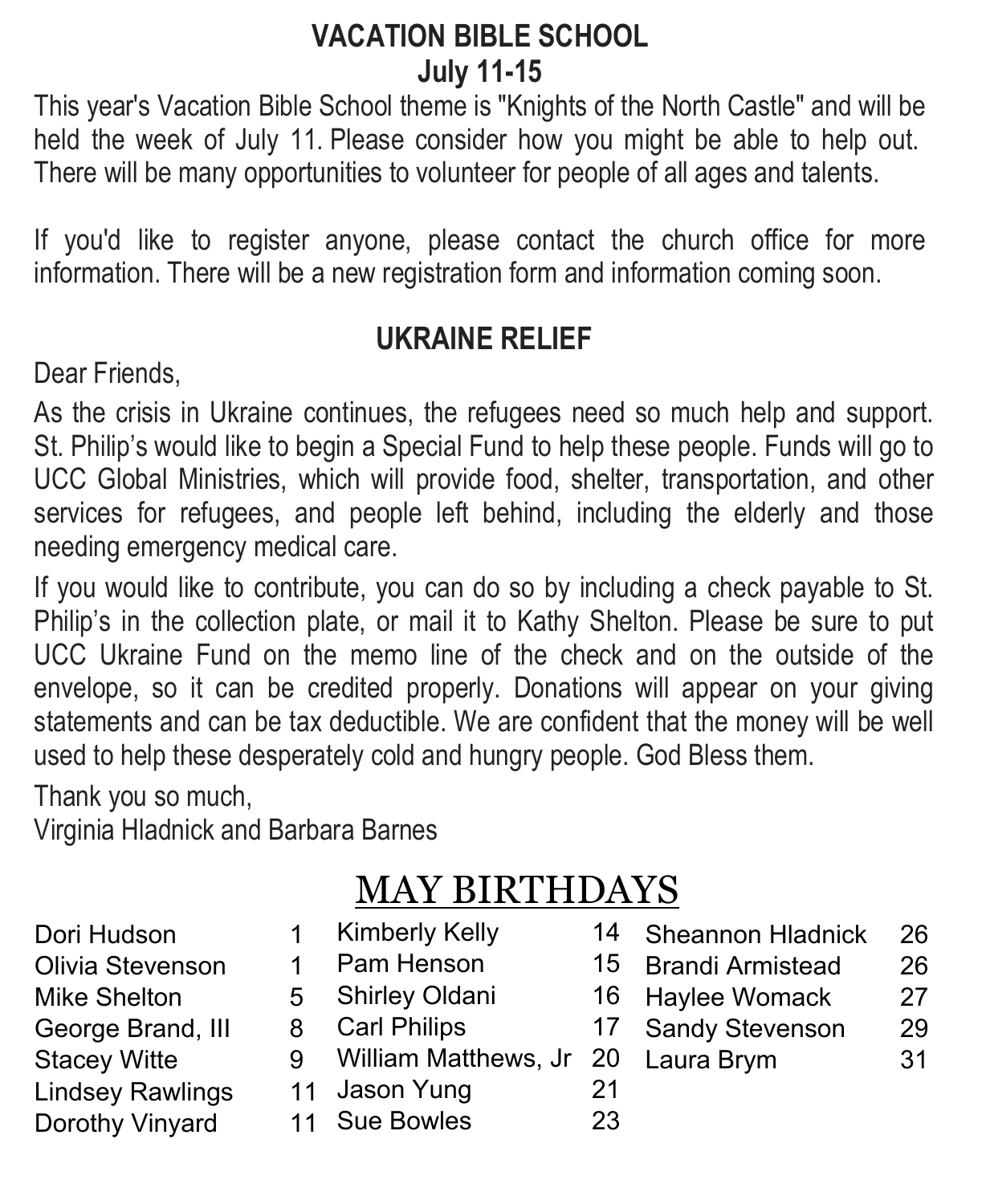## VACATION BIBLE SCHOOL
## July 11-15

This year's Vacation Bible School theme is "Knights of the North Castle" and will be held the week of July 11. Please consider how you might be able to help out. There will be many opportunities to volunteer for people of all ages and talents.

If you'd like to register anyone, please contact the church office for more information. There will be a new registration form and information coming soon.

## UKRAINE RELIEF

Dear Friends,

As the crisis in Ukraine continues, the refugees need so much help and support. St. Philip's would like to begin a Special Fund to help these people. Funds will go to UCC Global Ministries, which will provide food, shelter, transportation, and other services for refugees, and people left behind, including the elderly and those needing emergency medical care.

If you would like to contribute, you can do so by including a check payable to St. Philip's in the collection plate, or mail it to Kathy Shelton. Please be sure to put UCC Ukraine Fund on the memo line of the check and on the outside of the envelope, so it can be credited properly. Donations will appear on your giving statements and can be tax deductible. We are confident that the money will be well used to help these desperately cold and hungry people. God Bless them.

Thank you so much,
Virginia Hladnick and Barbara Barnes

## MAY BIRTHDAYS

| Name | Day |
|---|---|
| Dori Hudson | 1 |
| Olivia Stevenson | 1 |
| Mike Shelton | 5 |
| George Brand, III | 8 |
| Stacey Witte | 9 |
| Lindsey Rawlings | 11 |
| Dorothy Vinyard | 11 |
| Kimberly Kelly | 14 |
| Pam Henson | 15 |
| Shirley Oldani | 16 |
| Carl Philips | 17 |
| William Matthews, Jr | 20 |
| Jason Yung | 21 |
| Sue Bowles | 23 |
| Sheannon Hladnick | 26 |
| Brandi Armistead | 26 |
| Haylee Womack | 27 |
| Sandy Stevenson | 29 |
| Laura Brym | 31 |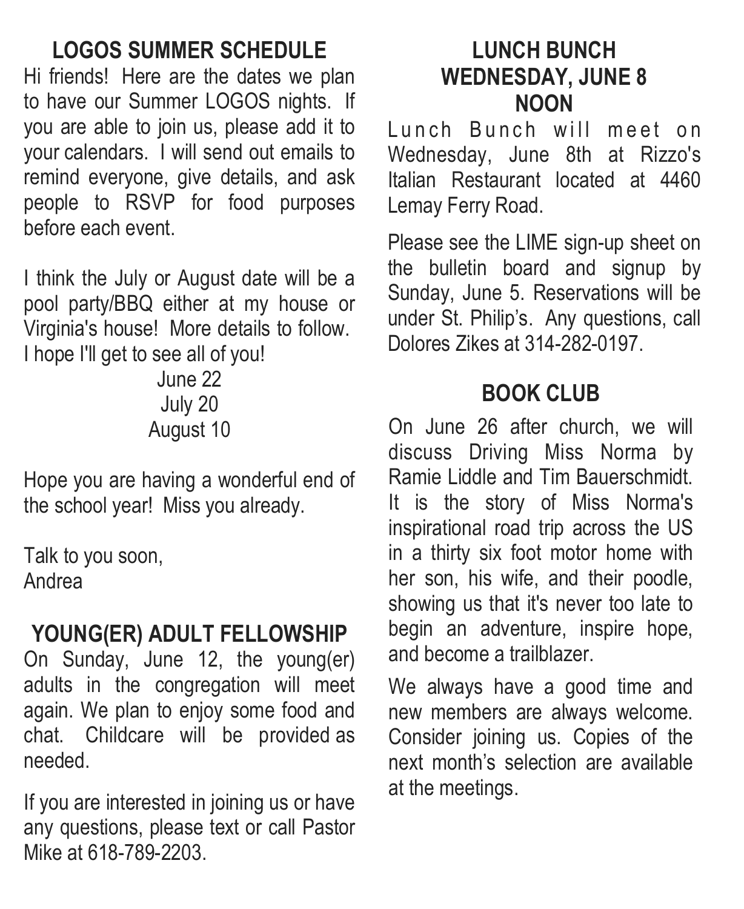## LOGOS SUMMER SCHEDULE

Hi friends! Here are the dates we plan to have our Summer LOGOS nights. If you are able to join us, please add it to your calendars. I will send out emails to remind everyone, give details, and ask people to RSVP for food purposes before each event.

I think the July or August date will be a pool party/BBQ either at my house or Virginia's house! More details to follow. I hope I'll get to see all of you!

June 22
July 20
August 10

Hope you are having a wonderful end of the school year! Miss you already.

Talk to you soon,
Andrea

## YOUNG(ER) ADULT FELLOWSHIP

On Sunday, June 12, the young(er) adults in the congregation will meet again. We plan to enjoy some food and chat. Childcare will be provided as needed.

If you are interested in joining us or have any questions, please text or call Pastor Mike at 618-789-2203.

## LUNCH BUNCH
## WEDNESDAY, JUNE 8
## NOON

Lunch Bunch will meet on Wednesday, June 8th at Rizzo's Italian Restaurant located at 4460 Lemay Ferry Road.

Please see the LIME sign-up sheet on the bulletin board and signup by Sunday, June 5. Reservations will be under St. Philip's. Any questions, call Dolores Zikes at 314-282-0197.

## BOOK CLUB

On June 26 after church, we will discuss Driving Miss Norma by Ramie Liddle and Tim Bauerschmidt. It is the story of Miss Norma's inspirational road trip across the US in a thirty six foot motor home with her son, his wife, and their poodle, showing us that it's never too late to begin an adventure, inspire hope, and become a trailblazer.

We always have a good time and new members are always welcome. Consider joining us. Copies of the next month's selection are available at the meetings.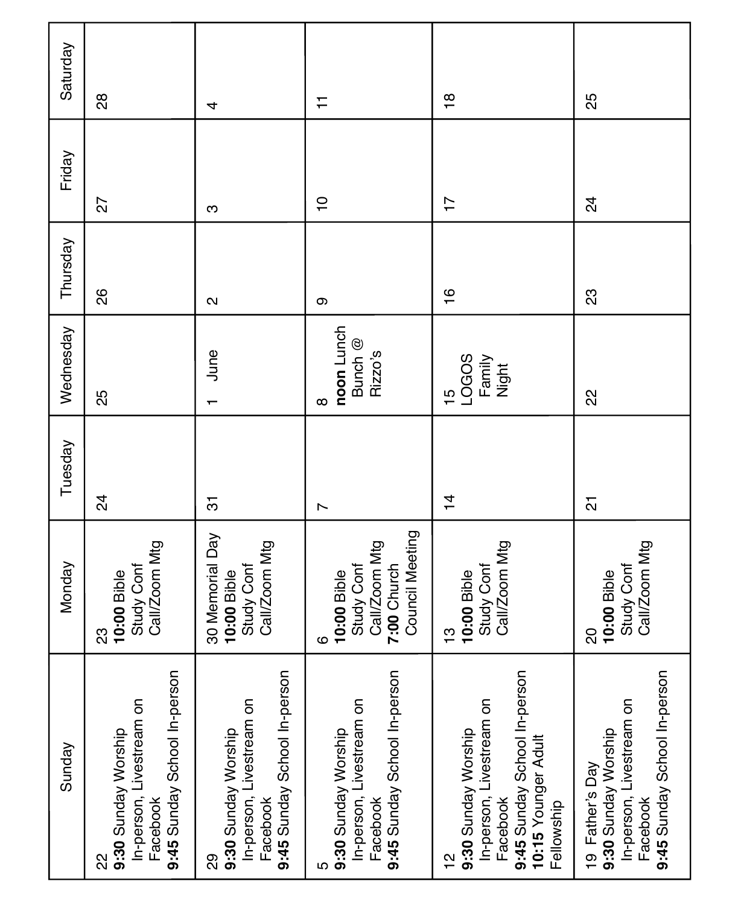| Sunday | Monday | Tuesday | Wednesday | Thursday | Friday | Saturday |
|---|---|---|---|---|---|---|
| 22 **9:30** Sunday Worship In-person, Livestream on Facebook **9:45** Sunday School In-person | 23 **10:00** Bible Study Conf Call/Zoom Mtg | 24 | 25 | 26 | 27 | 28 |
| 29 **9:30** Sunday Worship In-person, Livestream on Facebook **9:45** Sunday School In-person | 30 Memorial Day **10:00** Bible Study Conf Call/Zoom Mtg | 31 | 1 June | 2 | 3 | 4 |
| 5 **9:30** Sunday Worship In-person, Livestream on Facebook **9:45** Sunday School In-person | 6 **10:00** Bible Study Conf Call/Zoom Mtg **7:00** Church Council Meeting | 7 | 8 **noon** Lunch Bunch @ Rizzo's | 9 | 10 | 11 |
| 12 **9:30** Sunday Worship In-person, Livestream on Facebook **9:45** Sunday School In-person **10:15** Younger Adult Fellowship | 13 **10:00** Bible Study Conf Call/Zoom Mtg | 14 | 15 LOGOS Family Night | 16 | 17 | 18 |
| 19 Father's Day **9:30** Sunday Worship In-person, Livestream on Facebook **9:45** Sunday School In-person | 20 **10:00** Bible Study Conf Call/Zoom Mtg | 21 | 22 | 23 | 24 | 25 |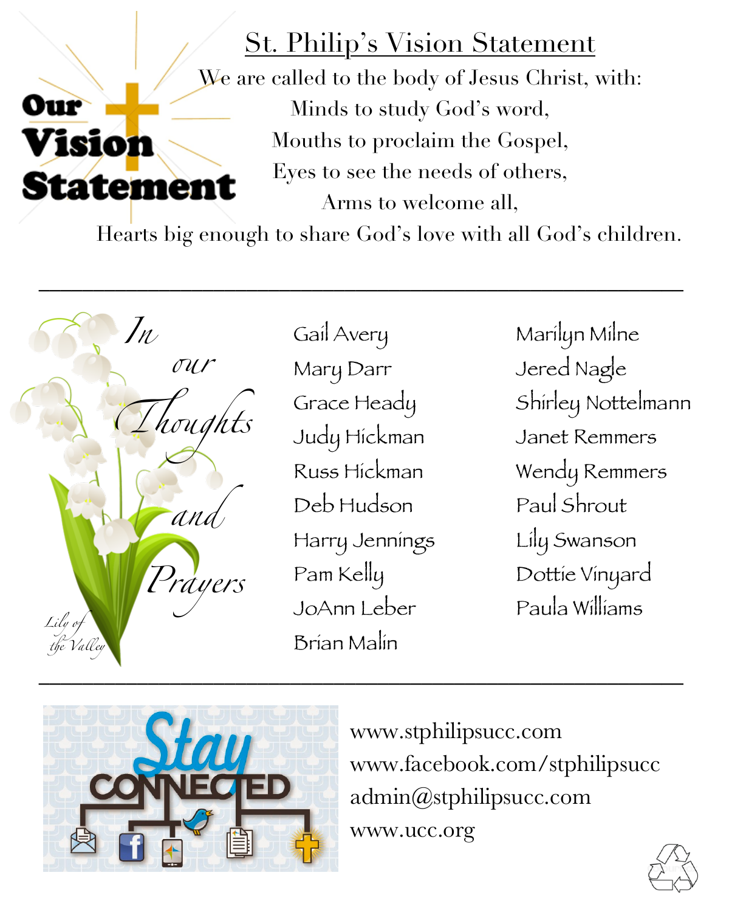# Our Vision Statement

## St. Philip's Vision Statement

We are called to the body of Jesus Christ, with:
Minds to study God's word,
Mouths to proclaim the Gospel,
Eyes to see the needs of others,
Arms to welcome all,
Hearts big enough to share God's love with all God's children.

---

## *In our Thoughts and Prayers*

*Lily of the Valley*

Gail Avery
Mary Darr
Grace Heady
Judy Hickman
Russ Hickman
Deb Hudson
Harry Jennings
Pam Kelly
JoAnn Leber
Brian Malin
Marilyn Milne
Jered Nagle
Shirley Nottelmann
Janet Remmers
Wendy Remmers
Paul Shrout
Lily Swanson
Dottie Vinyard
Paula Williams

---

## Stay CONNECTED

www.stphilipsucc.com
www.facebook.com/stphilipsucc
admin@stphilipsucc.com
www.ucc.org